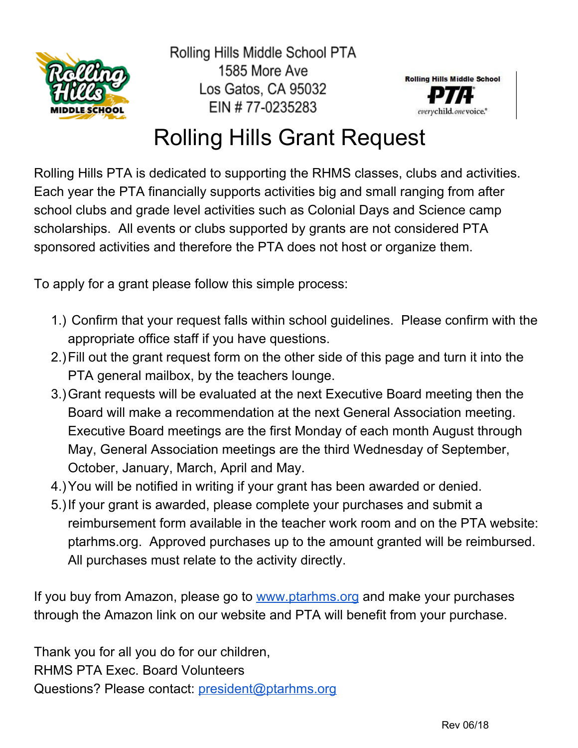Rolling Hills Middle School PTA
1585 More Ave
Los Gatos, CA 95032
EIN # 77-0235283

# Rolling Hills Grant Request

Rolling Hills PTA is dedicated to supporting the RHMS classes, clubs and activities. Each year the PTA financially supports activities big and small ranging from after school clubs and grade level activities such as Colonial Days and Science camp scholarships. All events or clubs supported by grants are not considered PTA sponsored activities and therefore the PTA does not host or organize them.

To apply for a grant please follow this simple process:

1.) Confirm that your request falls within school guidelines. Please confirm with the appropriate office staff if you have questions.
2.) Fill out the grant request form on the other side of this page and turn it into the PTA general mailbox, by the teachers lounge.
3.) Grant requests will be evaluated at the next Executive Board meeting then the Board will make a recommendation at the next General Association meeting. Executive Board meetings are the first Monday of each month August through May, General Association meetings are the third Wednesday of September, October, January, March, April and May.
4.) You will be notified in writing if your grant has been awarded or denied.
5.) If your grant is awarded, please complete your purchases and submit a reimbursement form available in the teacher work room and on the PTA website: ptarhms.org. Approved purchases up to the amount granted will be reimbursed. All purchases must relate to the activity directly.

If you buy from Amazon, please go to www.ptarhms.org and make your purchases through the Amazon link on our website and PTA will benefit from your purchase.

Thank you for all you do for our children,
RHMS PTA Exec. Board Volunteers
Questions? Please contact: president@ptarhms.org

Rev 06/18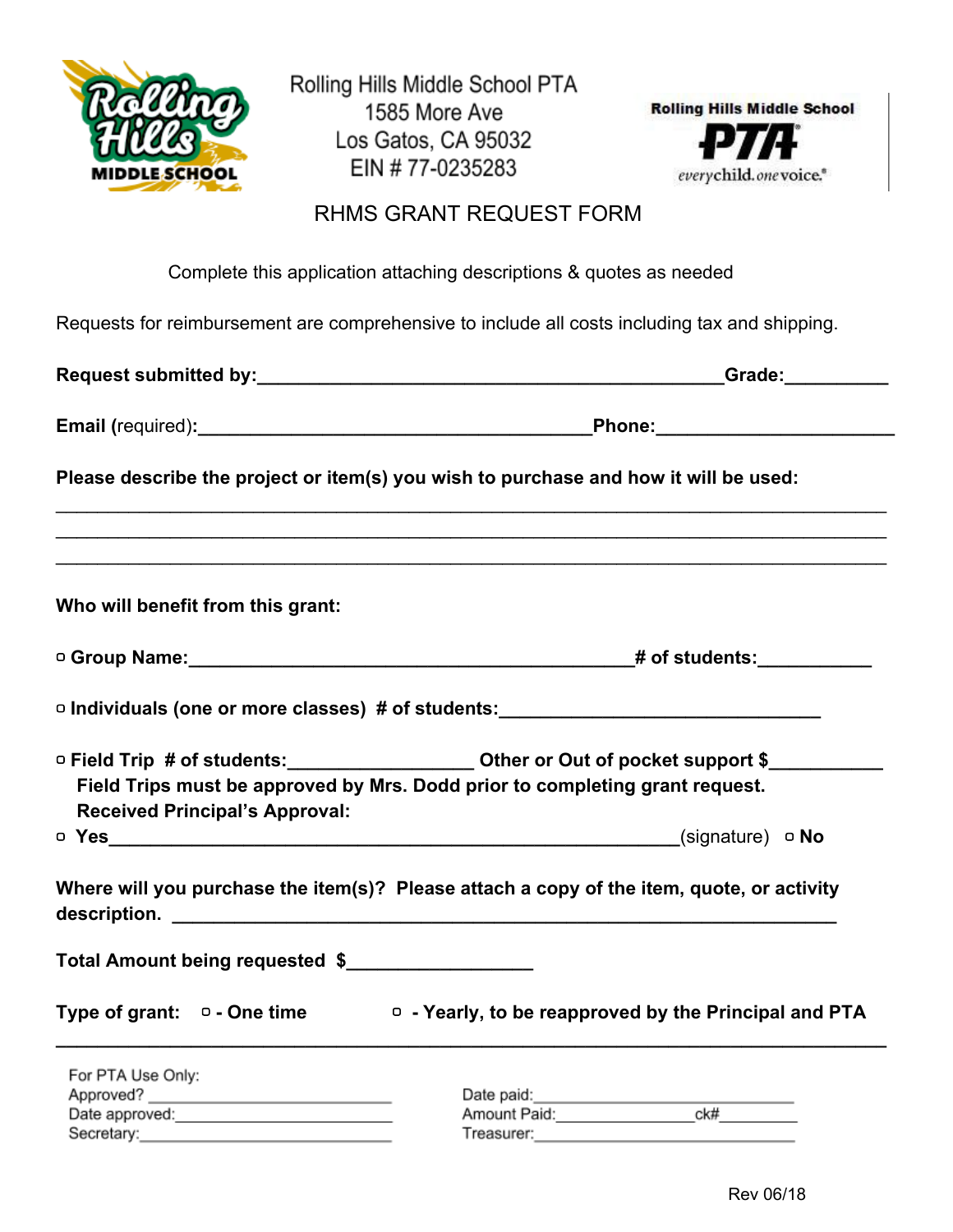Rolling Hills Middle School PTA
1585 More Ave
Los Gatos, CA 95032
EIN # 77-0235283

Rolling Hills Middle School
PTA
everychild. onevoice.®

# RHMS GRANT REQUEST FORM

Complete this application attaching descriptions & quotes as needed

Requests for reimbursement are comprehensive to include all costs including tax and shipping.

**Request submitted by:**_______________________________________________**Grade:**__________

**Email** (required)**:**_______________________________________**Phone:**______________________

**Please describe the project or item(s) you wish to purchase and how it will be used:**

___________________________________________________________________________________

___________________________________________________________________________________

___________________________________________________________________________________

**Who will benefit from this grant:**

▫ **Group Name:**____________________________________________**# of students:**___________

▫ **Individuals (one or more classes) # of students:**________________________________

▫ **Field Trip # of students:**__________________ **Other or Out of pocket support $**___________

**Field Trips must be approved by Mrs. Dodd prior to completing grant request.**

**Received Principal's Approval:**

▫ **Yes**_________________________________________________________(signature) ▫ **No**

**Where will you purchase the item(s)? Please attach a copy of the item, quote, or activity description.** _________________________________________________________________

**Total Amount being requested $**__________________

**Type of grant:** ▫ **- One time** ▫ **- Yearly, to be reapproved by the Principal and PTA**

___________________________________________________________________________________

For PTA Use Only:
Approved? ___________________________
Date approved:________________________
Secretary:____________________________

Date paid:____________________________
Amount Paid:________________ck#_________
Treasurer:____________________________

Rev 06/18